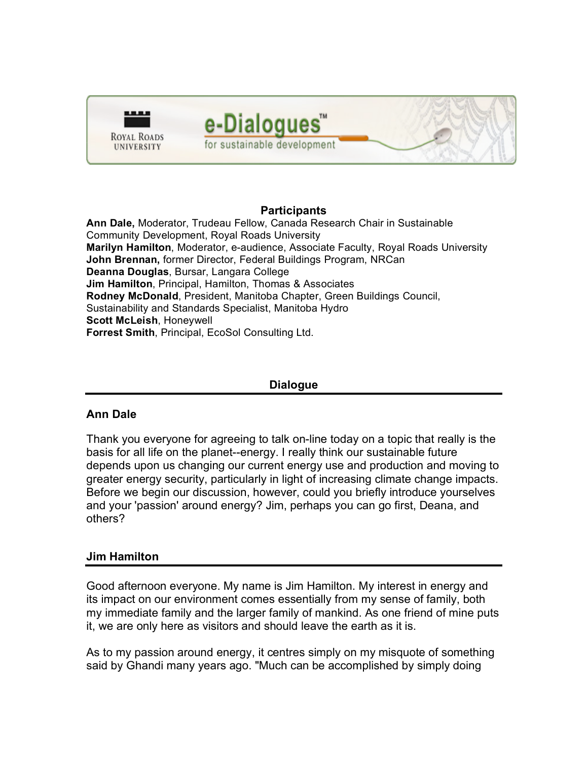Royal Roads University

e-Dialogues™ for sustainable development

## Participants

**Ann Dale,** Moderator, Trudeau Fellow, Canada Research Chair in Sustainable Community Development, Royal Roads University
**Marilyn Hamilton**, Moderator, e-audience, Associate Faculty, Royal Roads University
**John Brennan,** former Director, Federal Buildings Program, NRCan
**Deanna Douglas**, Bursar, Langara College
**Jim Hamilton**, Principal, Hamilton, Thomas & Associates
**Rodney McDonald**, President, Manitoba Chapter, Green Buildings Council, Sustainability and Standards Specialist, Manitoba Hydro
**Scott McLeish**, Honeywell
**Forrest Smith**, Principal, EcoSol Consulting Ltd.

## Dialogue

### Ann Dale

Thank you everyone for agreeing to talk on-line today on a topic that really is the basis for all life on the planet--energy. I really think our sustainable future depends upon us changing our current energy use and production and moving to greater energy security, particularly in light of increasing climate change impacts. Before we begin our discussion, however, could you briefly introduce yourselves and your 'passion' around energy? Jim, perhaps you can go first, Deana, and others?

### Jim Hamilton

Good afternoon everyone. My name is Jim Hamilton. My interest in energy and its impact on our environment comes essentially from my sense of family, both my immediate family and the larger family of mankind. As one friend of mine puts it, we are only here as visitors and should leave the earth as it is.

As to my passion around energy, it centres simply on my misquote of something said by Ghandi many years ago. "Much can be accomplished by simply doing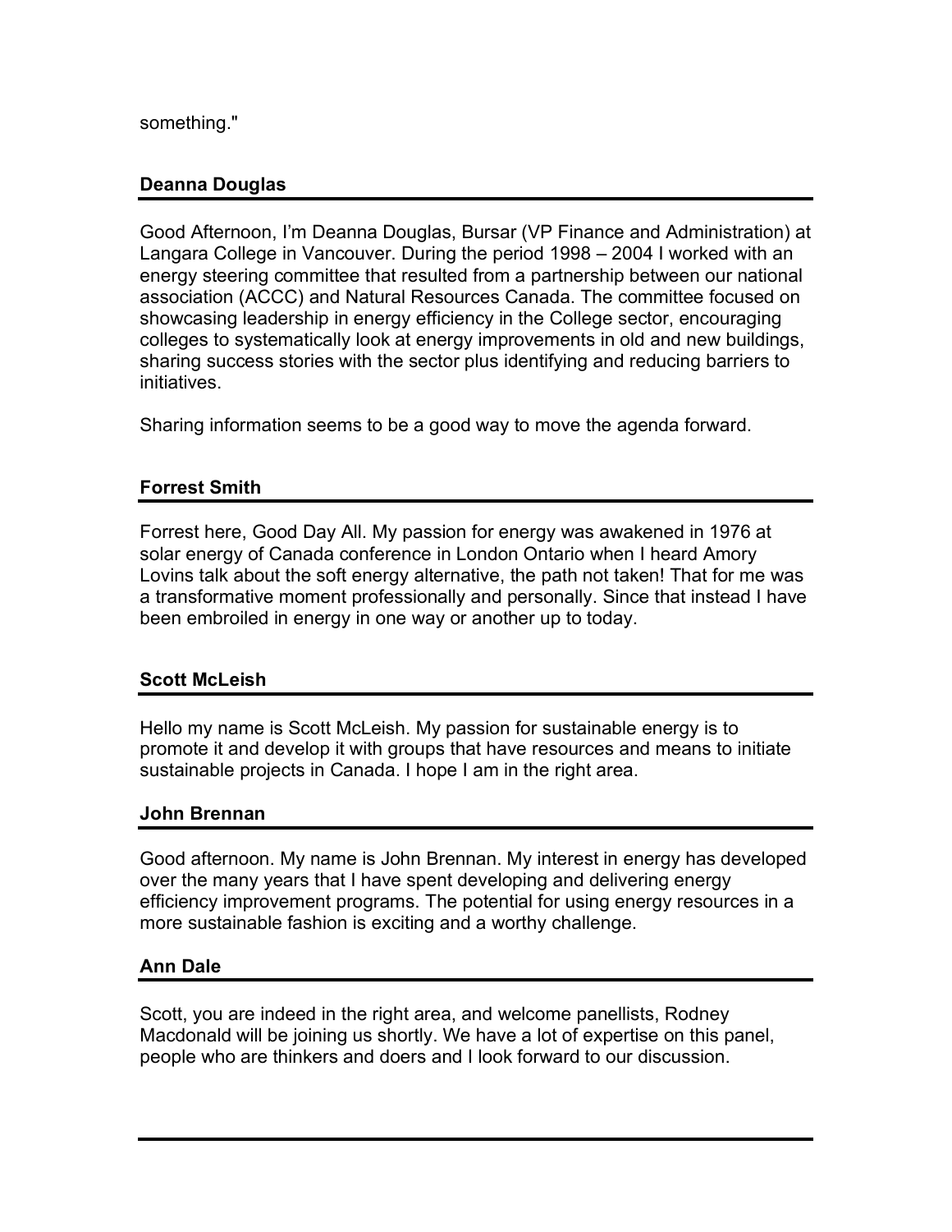something."

### Deanna Douglas

Good Afternoon, I'm Deanna Douglas, Bursar (VP Finance and Administration) at Langara College in Vancouver. During the period 1998 – 2004 I worked with an energy steering committee that resulted from a partnership between our national association (ACCC) and Natural Resources Canada. The committee focused on showcasing leadership in energy efficiency in the College sector, encouraging colleges to systematically look at energy improvements in old and new buildings, sharing success stories with the sector plus identifying and reducing barriers to initiatives.

Sharing information seems to be a good way to move the agenda forward.

### Forrest Smith

Forrest here, Good Day All. My passion for energy was awakened in 1976 at solar energy of Canada conference in London Ontario when I heard Amory Lovins talk about the soft energy alternative, the path not taken! That for me was a transformative moment professionally and personally. Since that instead I have been embroiled in energy in one way or another up to today.

### Scott McLeish

Hello my name is Scott McLeish. My passion for sustainable energy is to promote it and develop it with groups that have resources and means to initiate sustainable projects in Canada. I hope I am in the right area.

### John Brennan

Good afternoon. My name is John Brennan. My interest in energy has developed over the many years that I have spent developing and delivering energy efficiency improvement programs. The potential for using energy resources in a more sustainable fashion is exciting and a worthy challenge.

### Ann Dale

Scott, you are indeed in the right area, and welcome panellists, Rodney Macdonald will be joining us shortly. We have a lot of expertise on this panel, people who are thinkers and doers and I look forward to our discussion.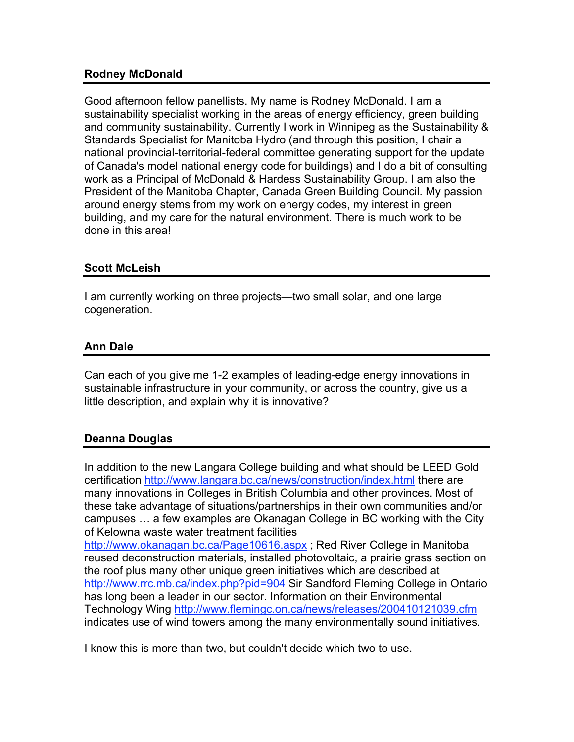**Rodney McDonald**

---

Good afternoon fellow panellists. My name is Rodney McDonald. I am a sustainability specialist working in the areas of energy efficiency, green building and community sustainability. Currently I work in Winnipeg as the Sustainability & Standards Specialist for Manitoba Hydro (and through this position, I chair a national provincial-territorial-federal committee generating support for the update of Canada's model national energy code for buildings) and I do a bit of consulting work as a Principal of McDonald & Hardess Sustainability Group. I am also the President of the Manitoba Chapter, Canada Green Building Council. My passion around energy stems from my work on energy codes, my interest in green building, and my care for the natural environment. There is much work to be done in this area!

**Scott McLeish**

---

I am currently working on three projects—two small solar, and one large cogeneration.

**Ann Dale**

---

Can each of you give me 1-2 examples of leading-edge energy innovations in sustainable infrastructure in your community, or across the country, give us a little description, and explain why it is innovative?

**Deanna Douglas**

---

In addition to the new Langara College building and what should be LEED Gold certification http://www.langara.bc.ca/news/construction/index.html there are many innovations in Colleges in British Columbia and other provinces. Most of these take advantage of situations/partnerships in their own communities and/or campuses … a few examples are Okanagan College in BC working with the City of Kelowna waste water treatment facilities http://www.okanagan.bc.ca/Page10616.aspx ; Red River College in Manitoba reused deconstruction materials, installed photovoltaic, a prairie grass section on the roof plus many other unique green initiatives which are described at http://www.rrc.mb.ca/index.php?pid=904 Sir Sandford Fleming College in Ontario has long been a leader in our sector. Information on their Environmental Technology Wing http://www.flemingc.on.ca/news/releases/200410121039.cfm indicates use of wind towers among the many environmentally sound initiatives.

I know this is more than two, but couldn't decide which two to use.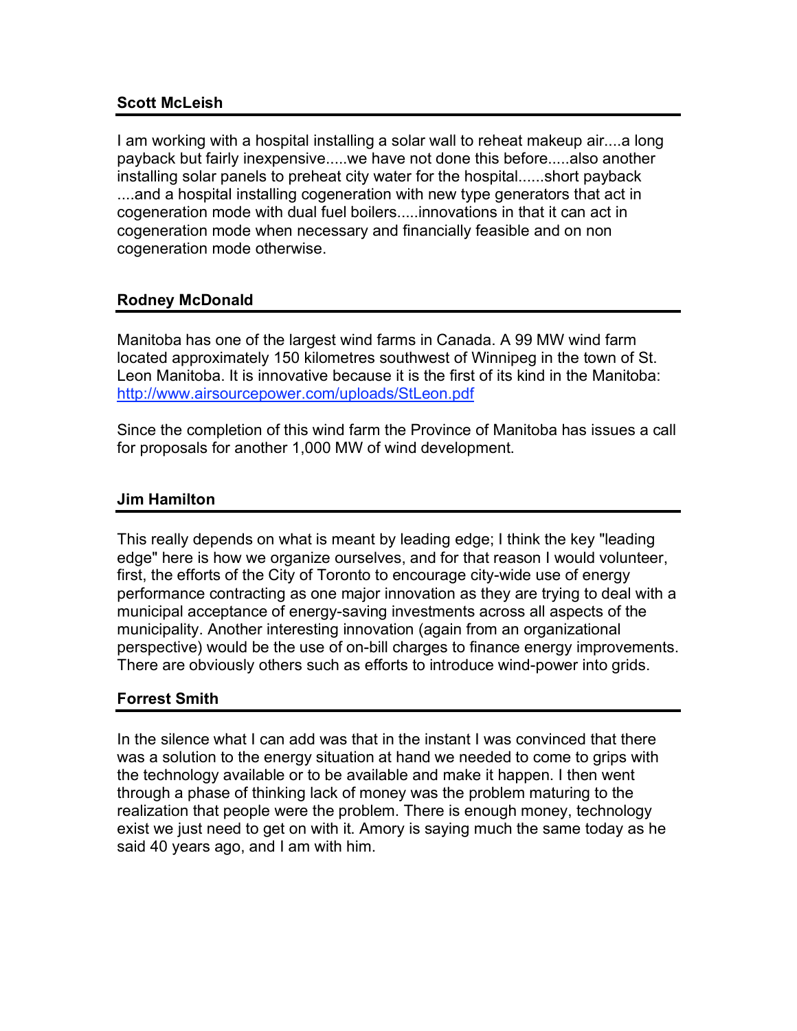### Scott McLeish

I am working with a hospital installing a solar wall to reheat makeup air....a long payback but fairly inexpensive.....we have not done this before.....also another installing solar panels to preheat city water for the hospital......short payback ....and a hospital installing cogeneration with new type generators that act in cogeneration mode with dual fuel boilers.....innovations in that it can act in cogeneration mode when necessary and financially feasible and on non cogeneration mode otherwise.

### Rodney McDonald

Manitoba has one of the largest wind farms in Canada. A 99 MW wind farm located approximately 150 kilometres southwest of Winnipeg in the town of St. Leon Manitoba. It is innovative because it is the first of its kind in the Manitoba: [http://www.airsourcepower.com/uploads/StLeon.pdf](http://www.airsourcepower.com/uploads/StLeon.pdf)

Since the completion of this wind farm the Province of Manitoba has issues a call for proposals for another 1,000 MW of wind development.

### Jim Hamilton

This really depends on what is meant by leading edge; I think the key "leading edge" here is how we organize ourselves, and for that reason I would volunteer, first, the efforts of the City of Toronto to encourage city-wide use of energy performance contracting as one major innovation as they are trying to deal with a municipal acceptance of energy-saving investments across all aspects of the municipality. Another interesting innovation (again from an organizational perspective) would be the use of on-bill charges to finance energy improvements. There are obviously others such as efforts to introduce wind-power into grids.

### Forrest Smith

In the silence what I can add was that in the instant I was convinced that there was a solution to the energy situation at hand we needed to come to grips with the technology available or to be available and make it happen. I then went through a phase of thinking lack of money was the problem maturing to the realization that people were the problem. There is enough money, technology exist we just need to get on with it. Amory is saying much the same today as he said 40 years ago, and I am with him.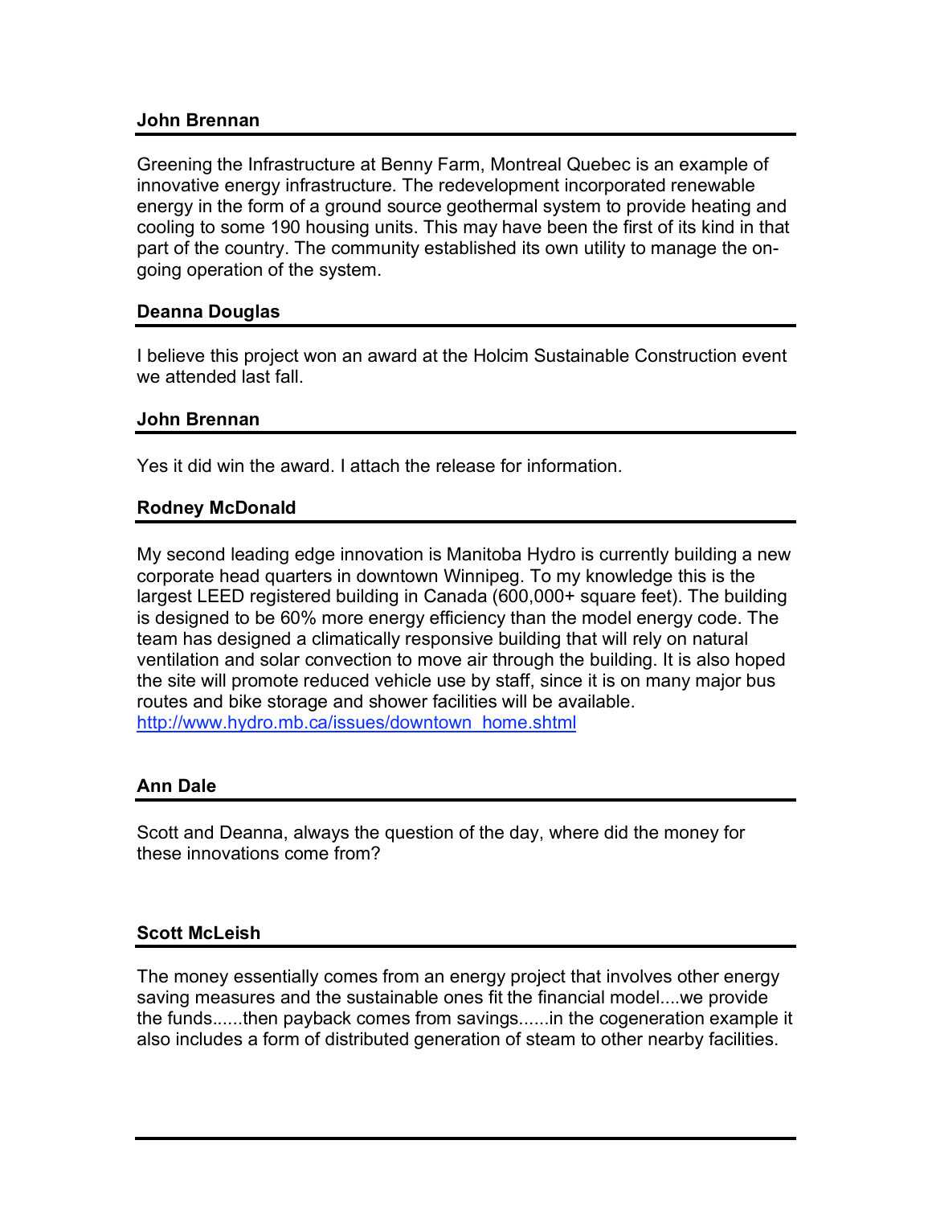**John Brennan**

Greening the Infrastructure at Benny Farm, Montreal Quebec is an example of innovative energy infrastructure. The redevelopment incorporated renewable energy in the form of a ground source geothermal system to provide heating and cooling to some 190 housing units. This may have been the first of its kind in that part of the country. The community established its own utility to manage the on-going operation of the system.

**Deanna Douglas**

I believe this project won an award at the Holcim Sustainable Construction event we attended last fall.

**John Brennan**

Yes it did win the award. I attach the release for information.

**Rodney McDonald**

My second leading edge innovation is Manitoba Hydro is currently building a new corporate head quarters in downtown Winnipeg. To my knowledge this is the largest LEED registered building in Canada (600,000+ square feet). The building is designed to be 60% more energy efficiency than the model energy code. The team has designed a climatically responsive building that will rely on natural ventilation and solar convection to move air through the building. It is also hoped the site will promote reduced vehicle use by staff, since it is on many major bus routes and bike storage and shower facilities will be available.
[http://www.hydro.mb.ca/issues/downtown_home.shtml](http://www.hydro.mb.ca/issues/downtown_home.shtml)

**Ann Dale**

Scott and Deanna, always the question of the day, where did the money for these innovations come from?

**Scott McLeish**

The money essentially comes from an energy project that involves other energy saving measures and the sustainable ones fit the financial model....we provide the funds......then payback comes from savings......in the cogeneration example it also includes a form of distributed generation of steam to other nearby facilities.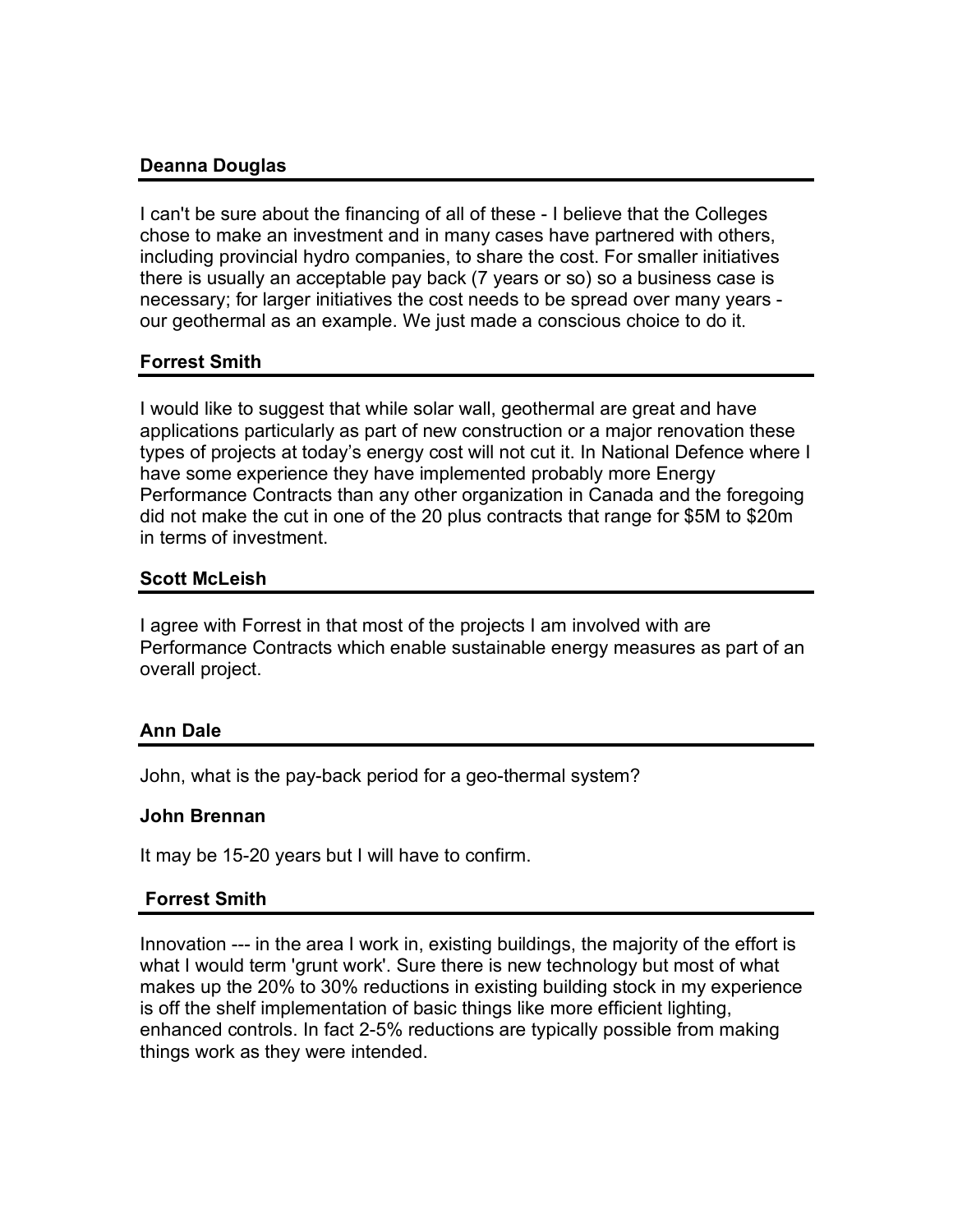**Deanna Douglas**

I can't be sure about the financing of all of these - I believe that the Colleges chose to make an investment and in many cases have partnered with others, including provincial hydro companies, to share the cost. For smaller initiatives there is usually an acceptable pay back (7 years or so) so a business case is necessary; for larger initiatives the cost needs to be spread over many years - our geothermal as an example. We just made a conscious choice to do it.

**Forrest Smith**

I would like to suggest that while solar wall, geothermal are great and have applications particularly as part of new construction or a major renovation these types of projects at today's energy cost will not cut it. In National Defence where I have some experience they have implemented probably more Energy Performance Contracts than any other organization in Canada and the foregoing did not make the cut in one of the 20 plus contracts that range for $5M to $20m in terms of investment.

**Scott McLeish**

I agree with Forrest in that most of the projects I am involved with are Performance Contracts which enable sustainable energy measures as part of an overall project.

**Ann Dale**

John, what is the pay-back period for a geo-thermal system?

**John Brennan**

It may be 15-20 years but I will have to confirm.

**Forrest Smith**

Innovation --- in the area I work in, existing buildings, the majority of the effort is what I would term 'grunt work'. Sure there is new technology but most of what makes up the 20% to 30% reductions in existing building stock in my experience is off the shelf implementation of basic things like more efficient lighting, enhanced controls. In fact 2-5% reductions are typically possible from making things work as they were intended.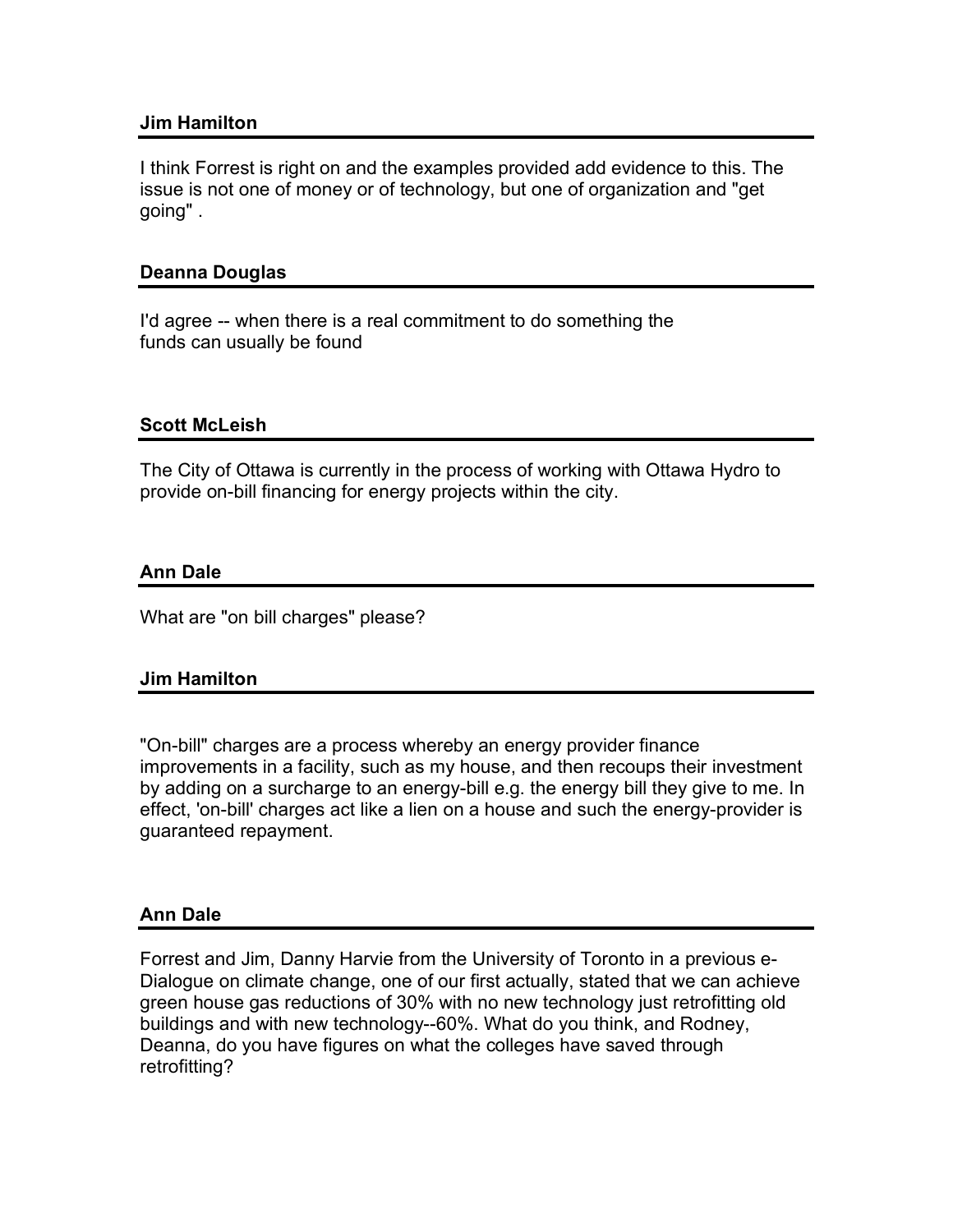**Jim Hamilton**

I think Forrest is right on and the examples provided add evidence to this. The issue is not one of money or of technology, but one of organization and "get going" .

**Deanna Douglas**

I'd agree -- when there is a real commitment to do something the funds can usually be found

**Scott McLeish**

The City of Ottawa is currently in the process of working with Ottawa Hydro to provide on-bill financing for energy projects within the city.

**Ann Dale**

What are "on bill charges" please?

**Jim Hamilton**

"On-bill" charges are a process whereby an energy provider finance improvements in a facility, such as my house, and then recoups their investment by adding on a surcharge to an energy-bill e.g. the energy bill they give to me. In effect, 'on-bill' charges act like a lien on a house and such the energy-provider is guaranteed repayment.

**Ann Dale**

Forrest and Jim, Danny Harvie from the University of Toronto in a previous e-Dialogue on climate change, one of our first actually, stated that we can achieve green house gas reductions of 30% with no new technology just retrofitting old buildings and with new technology--60%. What do you think, and Rodney, Deanna, do you have figures on what the colleges have saved through retrofitting?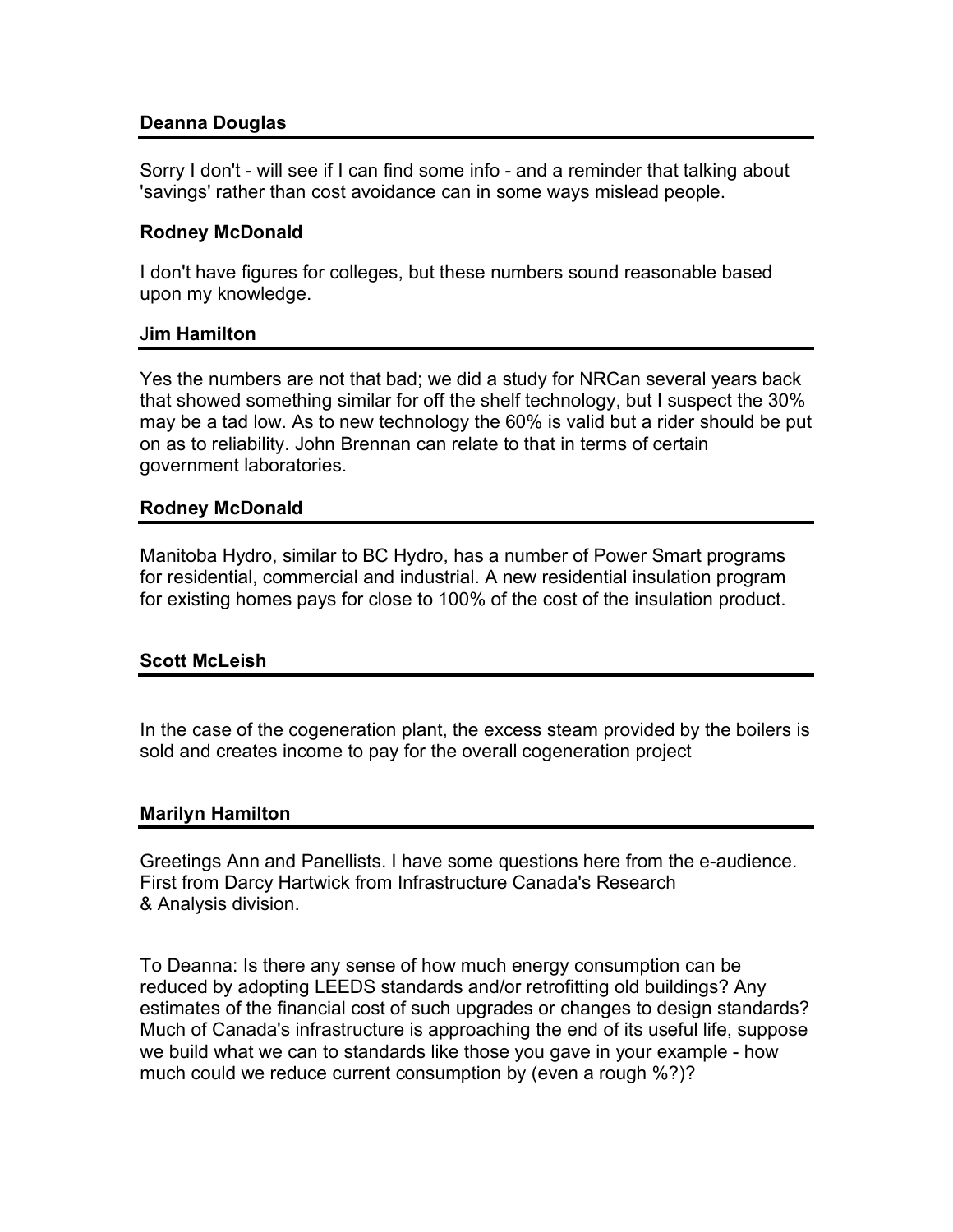**Deanna Douglas**

Sorry I don't - will see if I can find some info - and a reminder that talking about 'savings' rather than cost avoidance can in some ways mislead people.

**Rodney McDonald**

I don't have figures for colleges, but these numbers sound reasonable based upon my knowledge.

**Jim Hamilton**

Yes the numbers are not that bad; we did a study for NRCan several years back that showed something similar for off the shelf technology, but I suspect the 30% may be a tad low. As to new technology the 60% is valid but a rider should be put on as to reliability. John Brennan can relate to that in terms of certain government laboratories.

**Rodney McDonald**

Manitoba Hydro, similar to BC Hydro, has a number of Power Smart programs for residential, commercial and industrial. A new residential insulation program for existing homes pays for close to 100% of the cost of the insulation product.

**Scott McLeish**

In the case of the cogeneration plant, the excess steam provided by the boilers is sold and creates income to pay for the overall cogeneration project

**Marilyn Hamilton**

Greetings Ann and Panellists. I have some questions here from the e-audience. First from Darcy Hartwick from Infrastructure Canada's Research & Analysis division.

To Deanna: Is there any sense of how much energy consumption can be reduced by adopting LEEDS standards and/or retrofitting old buildings? Any estimates of the financial cost of such upgrades or changes to design standards? Much of Canada's infrastructure is approaching the end of its useful life, suppose we build what we can to standards like those you gave in your example - how much could we reduce current consumption by (even a rough %?)?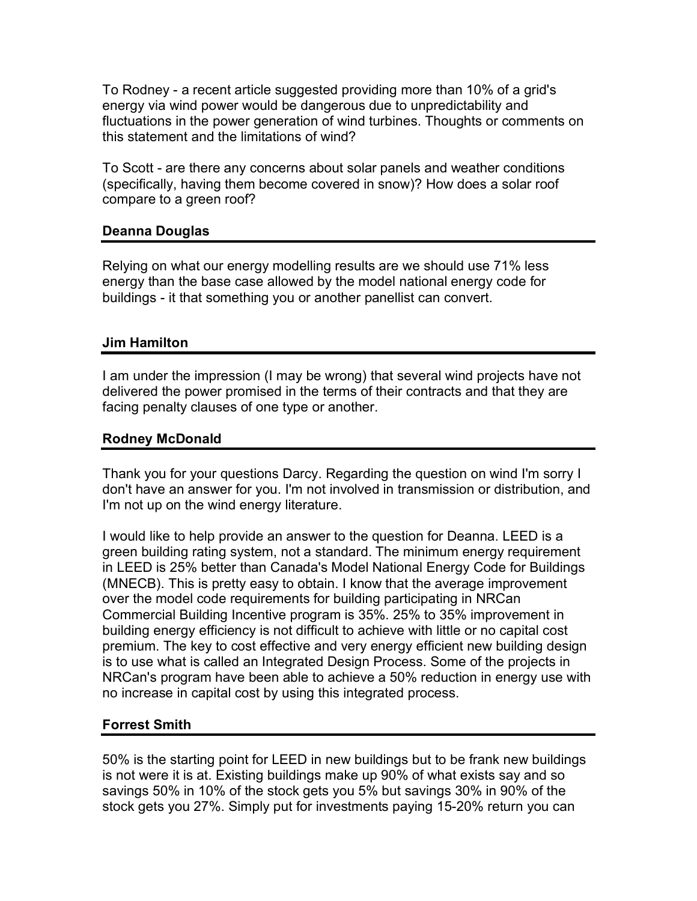To Rodney - a recent article suggested providing more than 10% of a grid's energy via wind power would be dangerous due to unpredictability and fluctuations in the power generation of wind turbines. Thoughts or comments on this statement and the limitations of wind?

To Scott - are there any concerns about solar panels and weather conditions (specifically, having them become covered in snow)? How does a solar roof compare to a green roof?

**Deanna Douglas**

---

Relying on what our energy modelling results are we should use 71% less energy than the base case allowed by the model national energy code for buildings - it that something you or another panellist can convert.

**Jim Hamilton**

---

I am under the impression (I may be wrong) that several wind projects have not delivered the power promised in the terms of their contracts and that they are facing penalty clauses of one type or another.

**Rodney McDonald**

---

Thank you for your questions Darcy. Regarding the question on wind I'm sorry I don't have an answer for you. I'm not involved in transmission or distribution, and I'm not up on the wind energy literature.

I would like to help provide an answer to the question for Deanna. LEED is a green building rating system, not a standard. The minimum energy requirement in LEED is 25% better than Canada's Model National Energy Code for Buildings (MNECB). This is pretty easy to obtain. I know that the average improvement over the model code requirements for building participating in NRCan Commercial Building Incentive program is 35%. 25% to 35% improvement in building energy efficiency is not difficult to achieve with little or no capital cost premium. The key to cost effective and very energy efficient new building design is to use what is called an Integrated Design Process. Some of the projects in NRCan's program have been able to achieve a 50% reduction in energy use with no increase in capital cost by using this integrated process.

**Forrest Smith**

---

50% is the starting point for LEED in new buildings but to be frank new buildings is not were it is at. Existing buildings make up 90% of what exists say and so savings 50% in 10% of the stock gets you 5% but savings 30% in 90% of the stock gets you 27%. Simply put for investments paying 15-20% return you can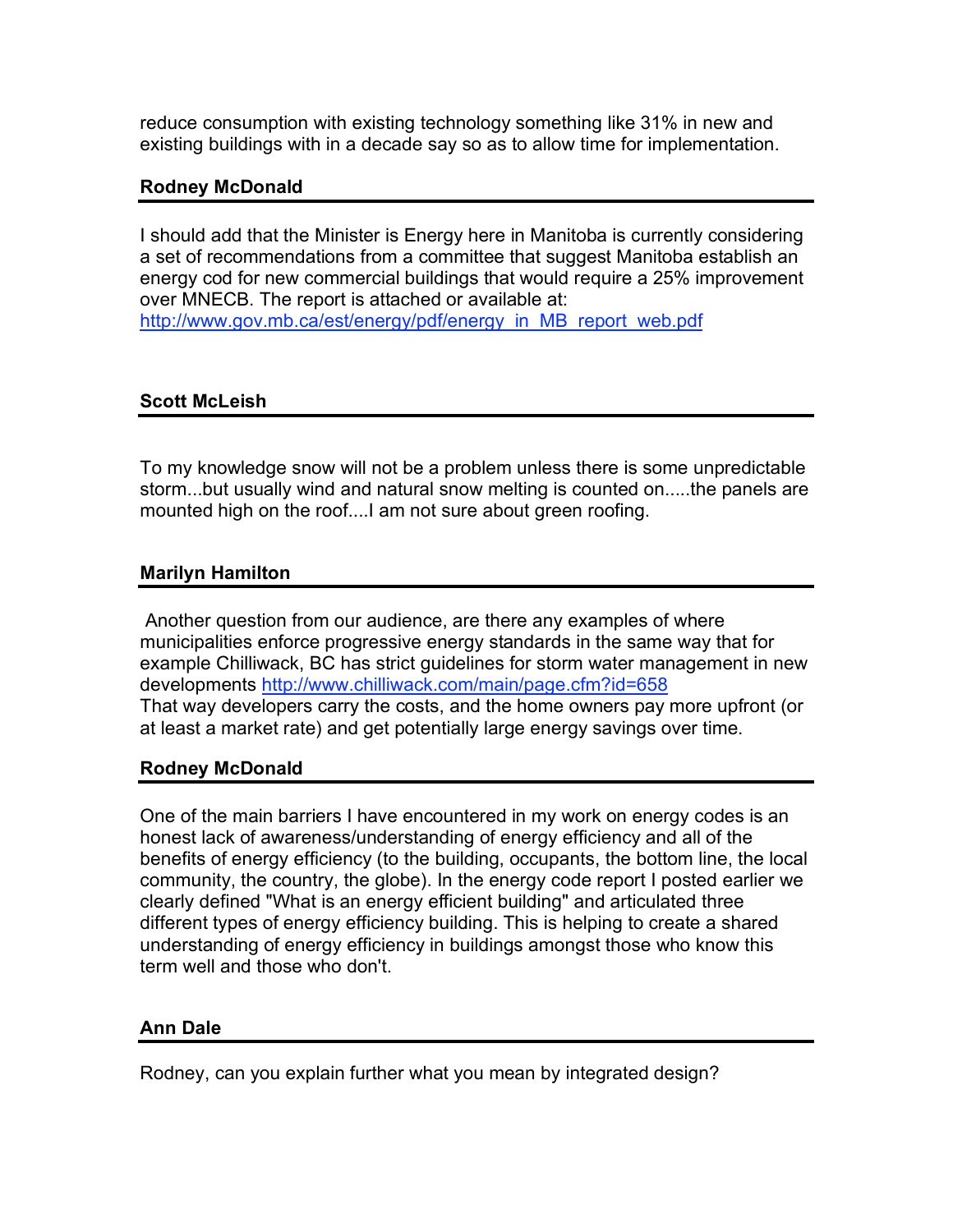reduce consumption with existing technology something like 31% in new and existing buildings with in a decade say so as to allow time for implementation.

**Rodney McDonald**

---

I should add that the Minister is Energy here in Manitoba is currently considering a set of recommendations from a committee that suggest Manitoba establish an energy cod for new commercial buildings that would require a 25% improvement over MNECB. The report is attached or available at: http://www.gov.mb.ca/est/energy/pdf/energy_in_MB_report_web.pdf

**Scott McLeish**

---

To my knowledge snow will not be a problem unless there is some unpredictable storm...but usually wind and natural snow melting is counted on.....the panels are mounted high on the roof....I am not sure about green roofing.

**Marilyn Hamilton**

---

Another question from our audience, are there any examples of where municipalities enforce progressive energy standards in the same way that for example Chilliwack, BC has strict guidelines for storm water management in new developments http://www.chilliwack.com/main/page.cfm?id=658
That way developers carry the costs, and the home owners pay more upfront (or at least a market rate) and get potentially large energy savings over time.

**Rodney McDonald**

---

One of the main barriers I have encountered in my work on energy codes is an honest lack of awareness/understanding of energy efficiency and all of the benefits of energy efficiency (to the building, occupants, the bottom line, the local community, the country, the globe). In the energy code report I posted earlier we clearly defined "What is an energy efficient building" and articulated three different types of energy efficiency building. This is helping to create a shared understanding of energy efficiency in buildings amongst those who know this term well and those who don't.

**Ann Dale**

---

Rodney, can you explain further what you mean by integrated design?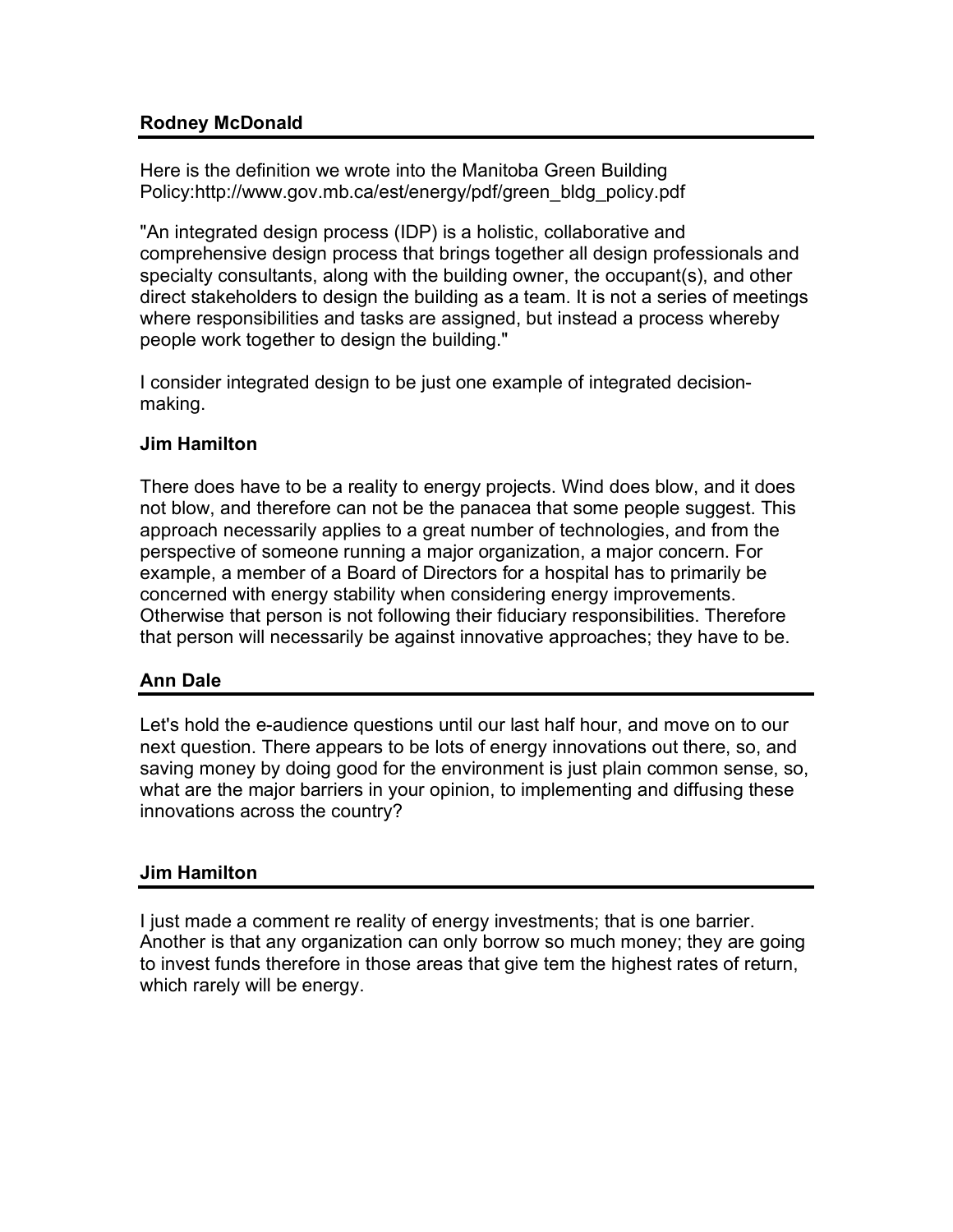**Rodney McDonald**

Here is the definition we wrote into the Manitoba Green Building Policy:http://www.gov.mb.ca/est/energy/pdf/green_bldg_policy.pdf

"An integrated design process (IDP) is a holistic, collaborative and comprehensive design process that brings together all design professionals and specialty consultants, along with the building owner, the occupant(s), and other direct stakeholders to design the building as a team. It is not a series of meetings where responsibilities and tasks are assigned, but instead a process whereby people work together to design the building."

I consider integrated design to be just one example of integrated decision-making.

**Jim Hamilton**

There does have to be a reality to energy projects. Wind does blow, and it does not blow, and therefore can not be the panacea that some people suggest. This approach necessarily applies to a great number of technologies, and from the perspective of someone running a major organization, a major concern. For example, a member of a Board of Directors for a hospital has to primarily be concerned with energy stability when considering energy improvements. Otherwise that person is not following their fiduciary responsibilities. Therefore that person will necessarily be against innovative approaches; they have to be.

**Ann Dale**

Let's hold the e-audience questions until our last half hour, and move on to our next question. There appears to be lots of energy innovations out there, so, and saving money by doing good for the environment is just plain common sense, so, what are the major barriers in your opinion, to implementing and diffusing these innovations across the country?

**Jim Hamilton**

I just made a comment re reality of energy investments; that is one barrier. Another is that any organization can only borrow so much money; they are going to invest funds therefore in those areas that give tem the highest rates of return, which rarely will be energy.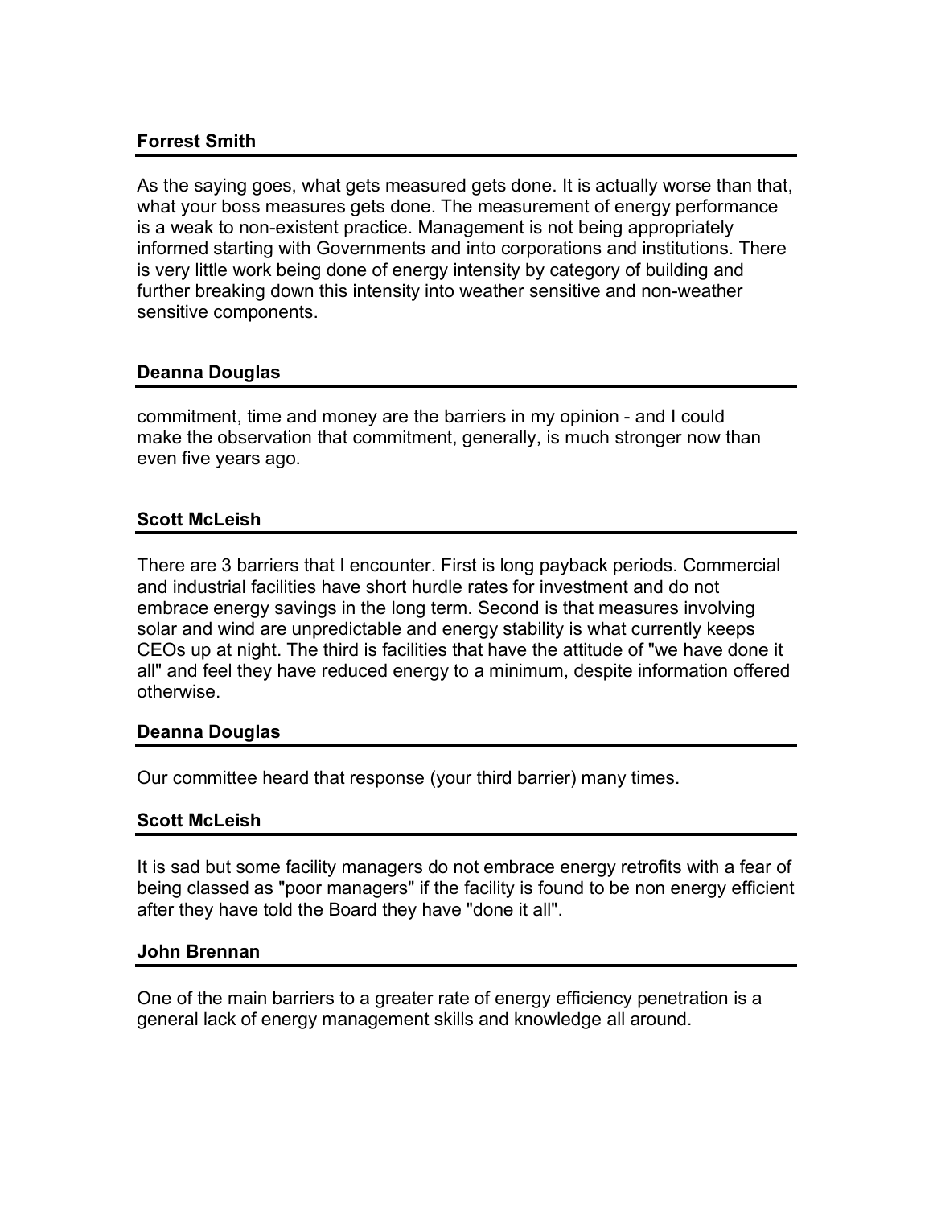**Forrest Smith**

As the saying goes, what gets measured gets done. It is actually worse than that, what your boss measures gets done. The measurement of energy performance is a weak to non-existent practice. Management is not being appropriately informed starting with Governments and into corporations and institutions. There is very little work being done of energy intensity by category of building and further breaking down this intensity into weather sensitive and non-weather sensitive components.

**Deanna Douglas**

commitment, time and money are the barriers in my opinion - and I could make the observation that commitment, generally, is much stronger now than even five years ago.

**Scott McLeish**

There are 3 barriers that I encounter. First is long payback periods. Commercial and industrial facilities have short hurdle rates for investment and do not embrace energy savings in the long term. Second is that measures involving solar and wind are unpredictable and energy stability is what currently keeps CEOs up at night. The third is facilities that have the attitude of "we have done it all" and feel they have reduced energy to a minimum, despite information offered otherwise.

**Deanna Douglas**

Our committee heard that response (your third barrier) many times.

**Scott McLeish**

It is sad but some facility managers do not embrace energy retrofits with a fear of being classed as "poor managers" if the facility is found to be non energy efficient after they have told the Board they have "done it all".

**John Brennan**

One of the main barriers to a greater rate of energy efficiency penetration is a general lack of energy management skills and knowledge all around.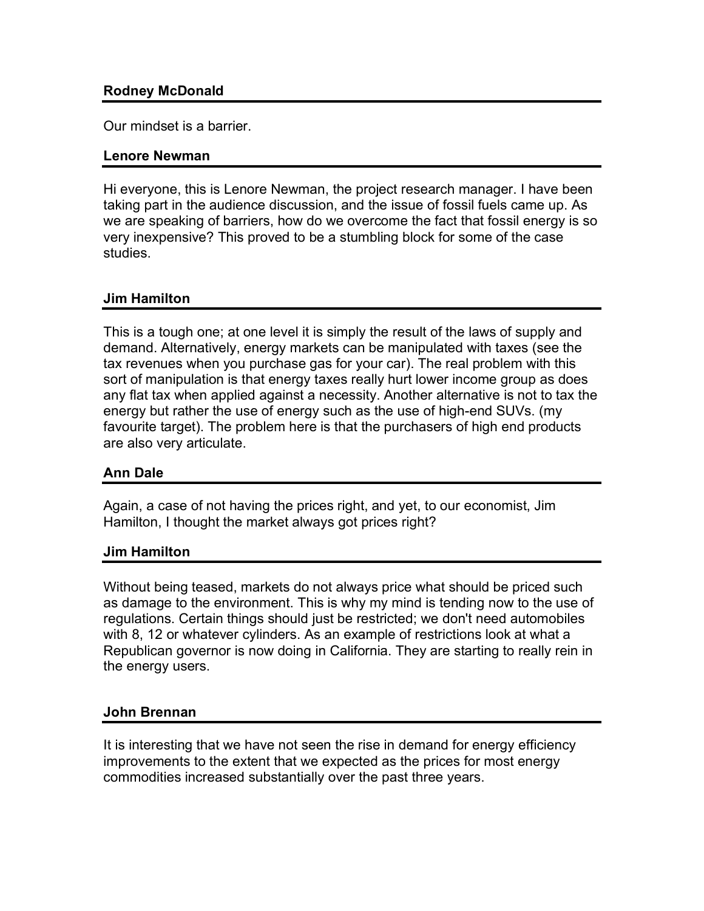**Rodney McDonald**

Our mindset is a barrier.

**Lenore Newman**

Hi everyone, this is Lenore Newman, the project research manager. I have been taking part in the audience discussion, and the issue of fossil fuels came up. As we are speaking of barriers, how do we overcome the fact that fossil energy is so very inexpensive? This proved to be a stumbling block for some of the case studies.

**Jim Hamilton**

This is a tough one; at one level it is simply the result of the laws of supply and demand. Alternatively, energy markets can be manipulated with taxes (see the tax revenues when you purchase gas for your car). The real problem with this sort of manipulation is that energy taxes really hurt lower income group as does any flat tax when applied against a necessity. Another alternative is not to tax the energy but rather the use of energy such as the use of high-end SUVs. (my favourite target). The problem here is that the purchasers of high end products are also very articulate.

**Ann Dale**

Again, a case of not having the prices right, and yet, to our economist, Jim Hamilton, I thought the market always got prices right?

**Jim Hamilton**

Without being teased, markets do not always price what should be priced such as damage to the environment. This is why my mind is tending now to the use of regulations. Certain things should just be restricted; we don't need automobiles with 8, 12 or whatever cylinders. As an example of restrictions look at what a Republican governor is now doing in California. They are starting to really rein in the energy users.

**John Brennan**

It is interesting that we have not seen the rise in demand for energy efficiency improvements to the extent that we expected as the prices for most energy commodities increased substantially over the past three years.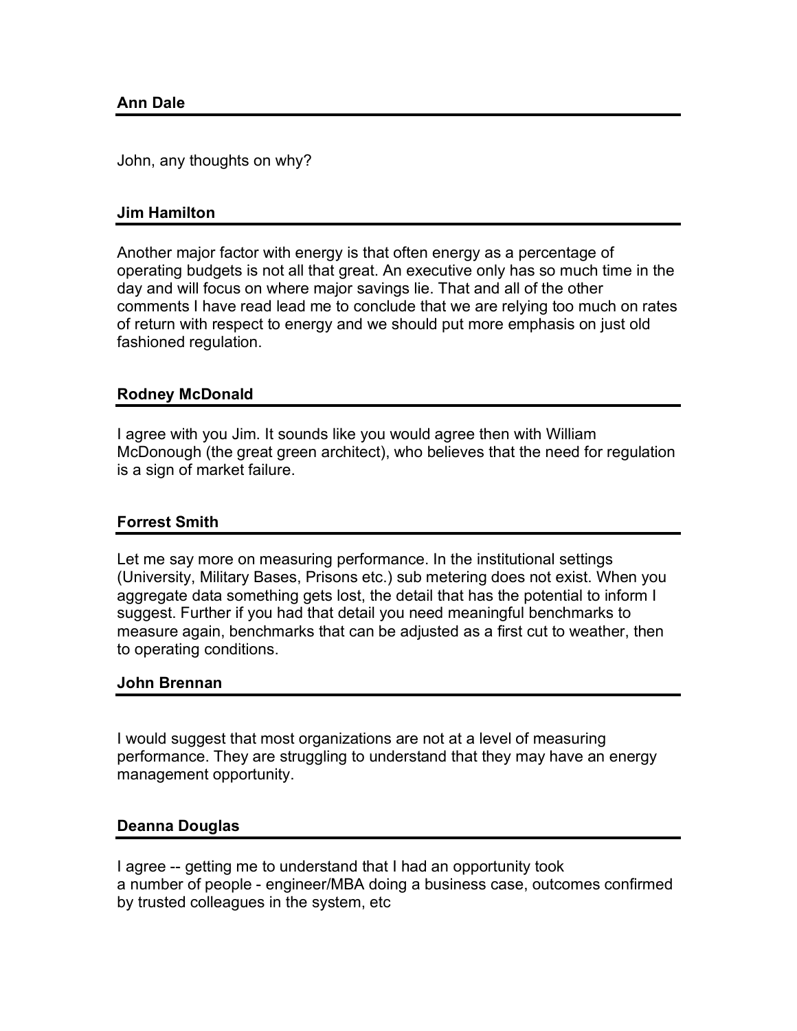**Ann Dale**

John, any thoughts on why?

**Jim Hamilton**

Another major factor with energy is that often energy as a percentage of operating budgets is not all that great. An executive only has so much time in the day and will focus on where major savings lie. That and all of the other comments I have read lead me to conclude that we are relying too much on rates of return with respect to energy and we should put more emphasis on just old fashioned regulation.

**Rodney McDonald**

I agree with you Jim. It sounds like you would agree then with William McDonough (the great green architect), who believes that the need for regulation is a sign of market failure.

**Forrest Smith**

Let me say more on measuring performance. In the institutional settings (University, Military Bases, Prisons etc.) sub metering does not exist. When you aggregate data something gets lost, the detail that has the potential to inform I suggest. Further if you had that detail you need meaningful benchmarks to measure again, benchmarks that can be adjusted as a first cut to weather, then to operating conditions.

**John Brennan**

I would suggest that most organizations are not at a level of measuring performance. They are struggling to understand that they may have an energy management opportunity.

**Deanna Douglas**

I agree -- getting me to understand that I had an opportunity took a number of people - engineer/MBA doing a business case, outcomes confirmed by trusted colleagues in the system, etc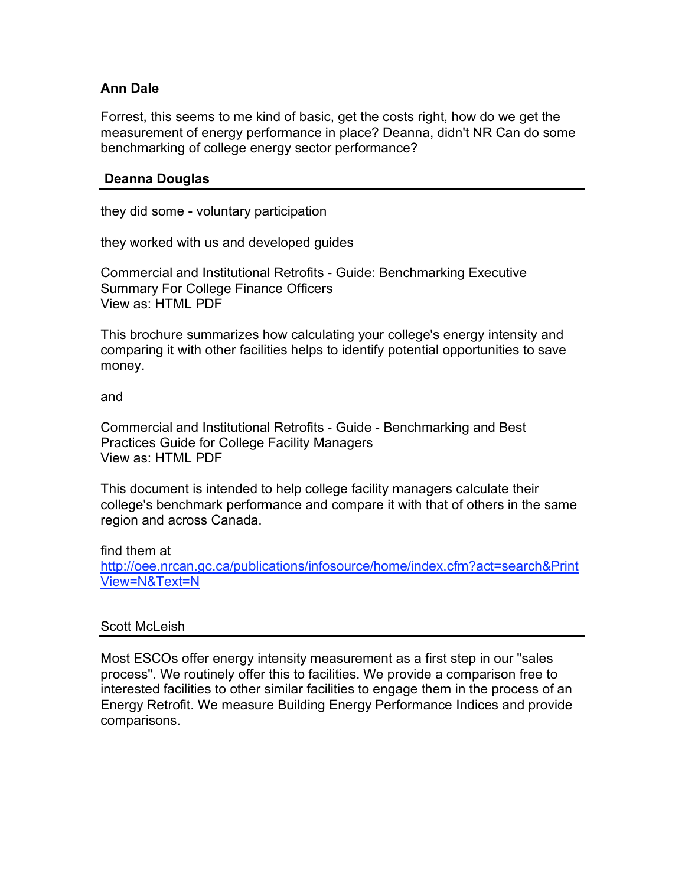**Ann Dale**

Forrest, this seems to me kind of basic, get the costs right, how do we get the measurement of energy performance in place? Deanna, didn't NR Can do some benchmarking of college energy sector performance?

**Deanna Douglas**

they did some - voluntary participation

they worked with us and developed guides

Commercial and Institutional Retrofits - Guide: Benchmarking Executive Summary For College Finance Officers
View as: HTML PDF

This brochure summarizes how calculating your college's energy intensity and comparing it with other facilities helps to identify potential opportunities to save money.

and

Commercial and Institutional Retrofits - Guide - Benchmarking and Best Practices Guide for College Facility Managers
View as: HTML PDF

This document is intended to help college facility managers calculate their college's benchmark performance and compare it with that of others in the same region and across Canada.

find them at
http://oee.nrcan.gc.ca/publications/infosource/home/index.cfm?act=search&PrintView=N&Text=N

Scott McLeish

Most ESCOs offer energy intensity measurement as a first step in our "sales process". We routinely offer this to facilities. We provide a comparison free to interested facilities to other similar facilities to engage them in the process of an Energy Retrofit. We measure Building Energy Performance Indices and provide comparisons.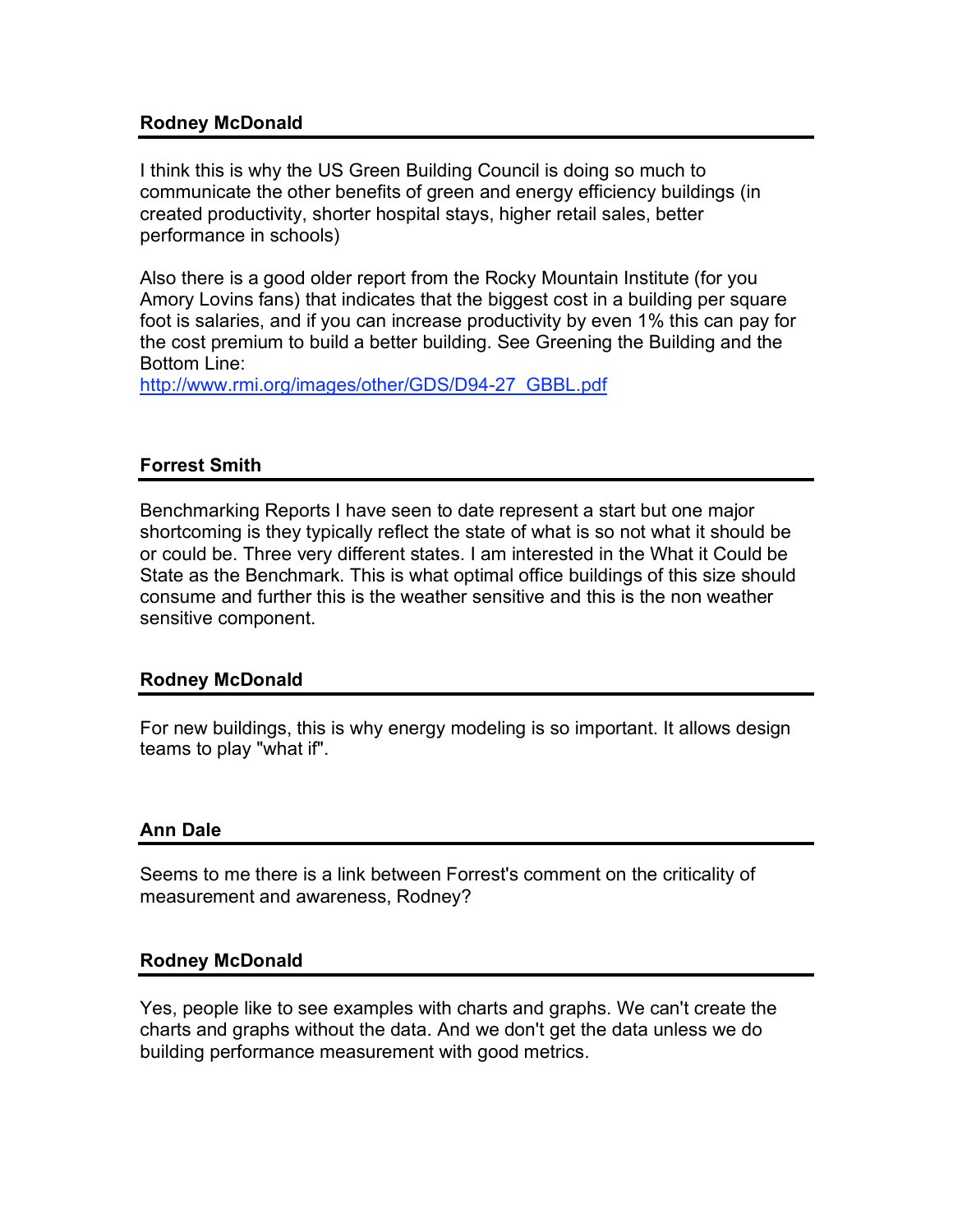**Rodney McDonald**

I think this is why the US Green Building Council is doing so much to communicate the other benefits of green and energy efficiency buildings (in created productivity, shorter hospital stays, higher retail sales, better performance in schools)

Also there is a good older report from the Rocky Mountain Institute (for you Amory Lovins fans) that indicates that the biggest cost in a building per square foot is salaries, and if you can increase productivity by even 1% this can pay for the cost premium to build a better building. See Greening the Building and the Bottom Line:
http://www.rmi.org/images/other/GDS/D94-27_GBBL.pdf

**Forrest Smith**

Benchmarking Reports I have seen to date represent a start but one major shortcoming is they typically reflect the state of what is so not what it should be or could be. Three very different states. I am interested in the What it Could be State as the Benchmark. This is what optimal office buildings of this size should consume and further this is the weather sensitive and this is the non weather sensitive component.

**Rodney McDonald**

For new buildings, this is why energy modeling is so important. It allows design teams to play "what if".

**Ann Dale**

Seems to me there is a link between Forrest's comment on the criticality of measurement and awareness, Rodney?

**Rodney McDonald**

Yes, people like to see examples with charts and graphs. We can't create the charts and graphs without the data. And we don't get the data unless we do building performance measurement with good metrics.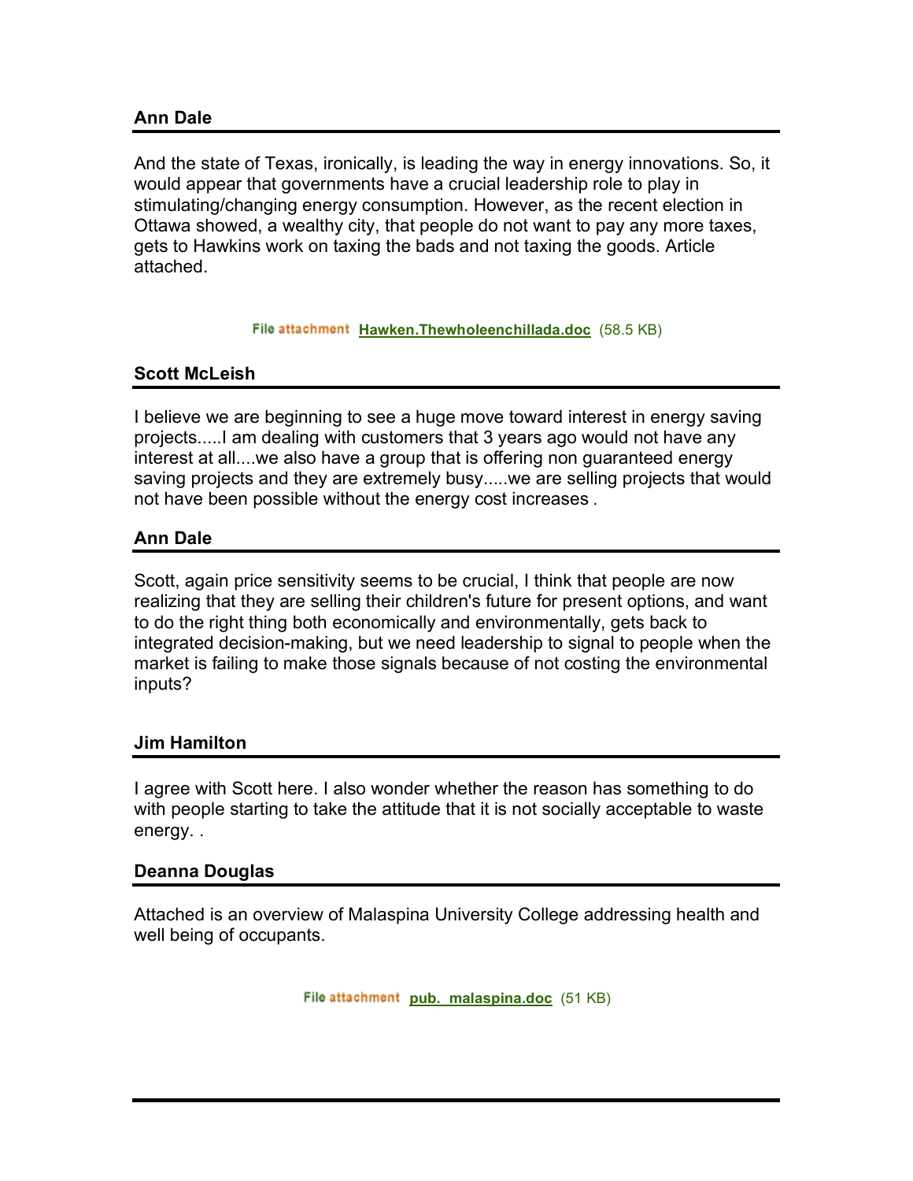**Ann Dale**

And the state of Texas, ironically, is leading the way in energy innovations. So, it would appear that governments have a crucial leadership role to play in stimulating/changing energy consumption. However, as the recent election in Ottawa showed, a wealthy city, that people do not want to pay any more taxes, gets to Hawkins work on taxing the bads and not taxing the goods. Article attached.

File attachment Hawken.Thewholeenchillada.doc (58.5 KB)

**Scott McLeish**

I believe we are beginning to see a huge move toward interest in energy saving projects.....I am dealing with customers that 3 years ago would not have any interest at all....we also have a group that is offering non guaranteed energy saving projects and they are extremely busy.....we are selling projects that would not have been possible without the energy cost increases .

**Ann Dale**

Scott, again price sensitivity seems to be crucial, I think that people are now realizing that they are selling their children's future for present options, and want to do the right thing both economically and environmentally, gets back to integrated decision-making, but we need leadership to signal to people when the market is failing to make those signals because of not costing the environmental inputs?

**Jim Hamilton**

I agree with Scott here. I also wonder whether the reason has something to do with people starting to take the attitude that it is not socially acceptable to waste energy. .

**Deanna Douglas**

Attached is an overview of Malaspina University College addressing health and well being of occupants.

File attachment pub. malaspina.doc (51 KB)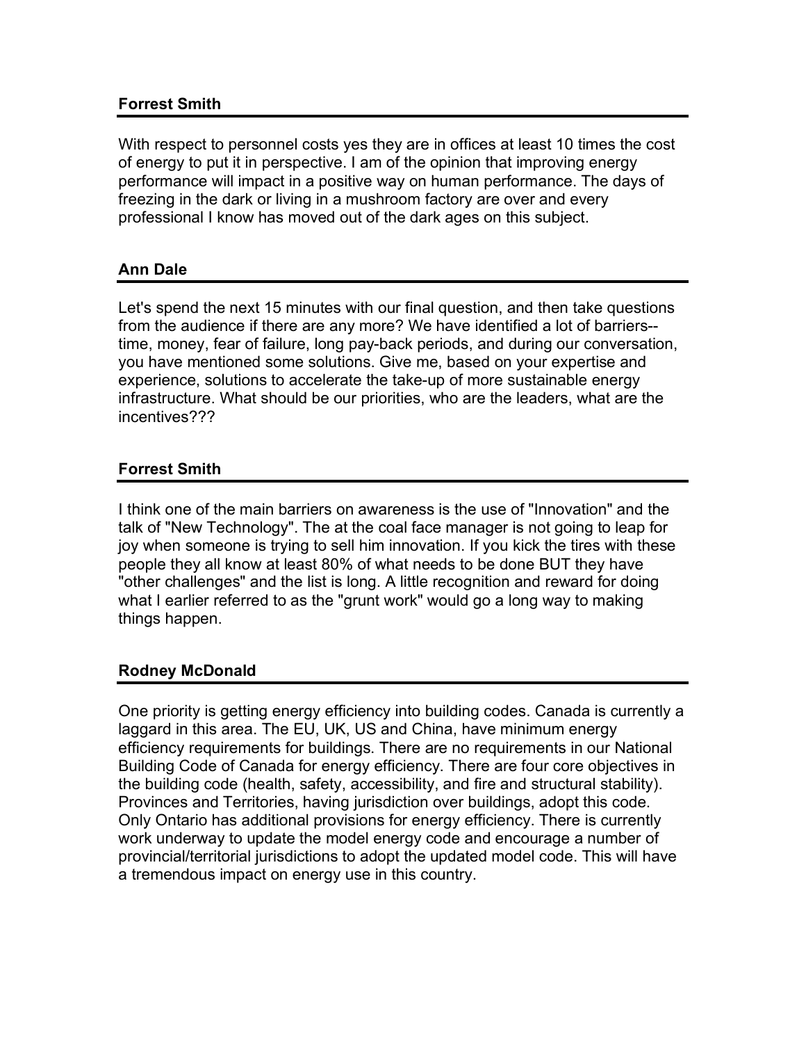**Forrest Smith**

---

With respect to personnel costs yes they are in offices at least 10 times the cost of energy to put it in perspective. I am of the opinion that improving energy performance will impact in a positive way on human performance. The days of freezing in the dark or living in a mushroom factory are over and every professional I know has moved out of the dark ages on this subject.

**Ann Dale**

---

Let's spend the next 15 minutes with our final question, and then take questions from the audience if there are any more? We have identified a lot of barriers--time, money, fear of failure, long pay-back periods, and during our conversation, you have mentioned some solutions. Give me, based on your expertise and experience, solutions to accelerate the take-up of more sustainable energy infrastructure. What should be our priorities, who are the leaders, what are the incentives???

**Forrest Smith**

---

I think one of the main barriers on awareness is the use of "Innovation" and the talk of "New Technology". The at the coal face manager is not going to leap for joy when someone is trying to sell him innovation. If you kick the tires with these people they all know at least 80% of what needs to be done BUT they have "other challenges" and the list is long. A little recognition and reward for doing what I earlier referred to as the "grunt work" would go a long way to making things happen.

**Rodney McDonald**

---

One priority is getting energy efficiency into building codes. Canada is currently a laggard in this area. The EU, UK, US and China, have minimum energy efficiency requirements for buildings. There are no requirements in our National Building Code of Canada for energy efficiency. There are four core objectives in the building code (health, safety, accessibility, and fire and structural stability). Provinces and Territories, having jurisdiction over buildings, adopt this code. Only Ontario has additional provisions for energy efficiency. There is currently work underway to update the model energy code and encourage a number of provincial/territorial jurisdictions to adopt the updated model code. This will have a tremendous impact on energy use in this country.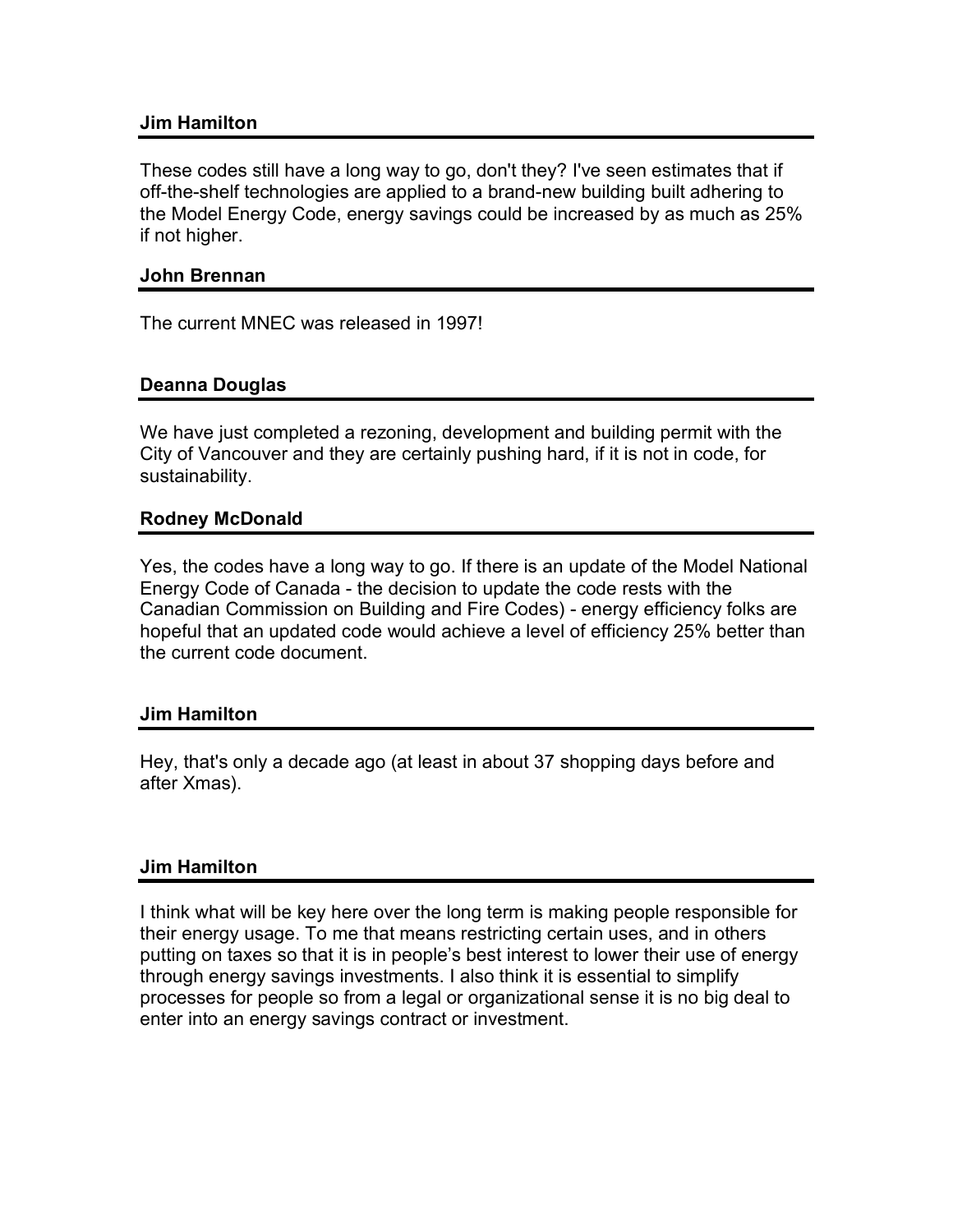**Jim Hamilton**

These codes still have a long way to go, don't they? I've seen estimates that if off-the-shelf technologies are applied to a brand-new building built adhering to the Model Energy Code, energy savings could be increased by as much as 25% if not higher.

**John Brennan**

The current MNEC was released in 1997!

**Deanna Douglas**

We have just completed a rezoning, development and building permit with the City of Vancouver and they are certainly pushing hard, if it is not in code, for sustainability.

**Rodney McDonald**

Yes, the codes have a long way to go. If there is an update of the Model National Energy Code of Canada - the decision to update the code rests with the Canadian Commission on Building and Fire Codes) - energy efficiency folks are hopeful that an updated code would achieve a level of efficiency 25% better than the current code document.

**Jim Hamilton**

Hey, that's only a decade ago (at least in about 37 shopping days before and after Xmas).

**Jim Hamilton**

I think what will be key here over the long term is making people responsible for their energy usage. To me that means restricting certain uses, and in others putting on taxes so that it is in people's best interest to lower their use of energy through energy savings investments. I also think it is essential to simplify processes for people so from a legal or organizational sense it is no big deal to enter into an energy savings contract or investment.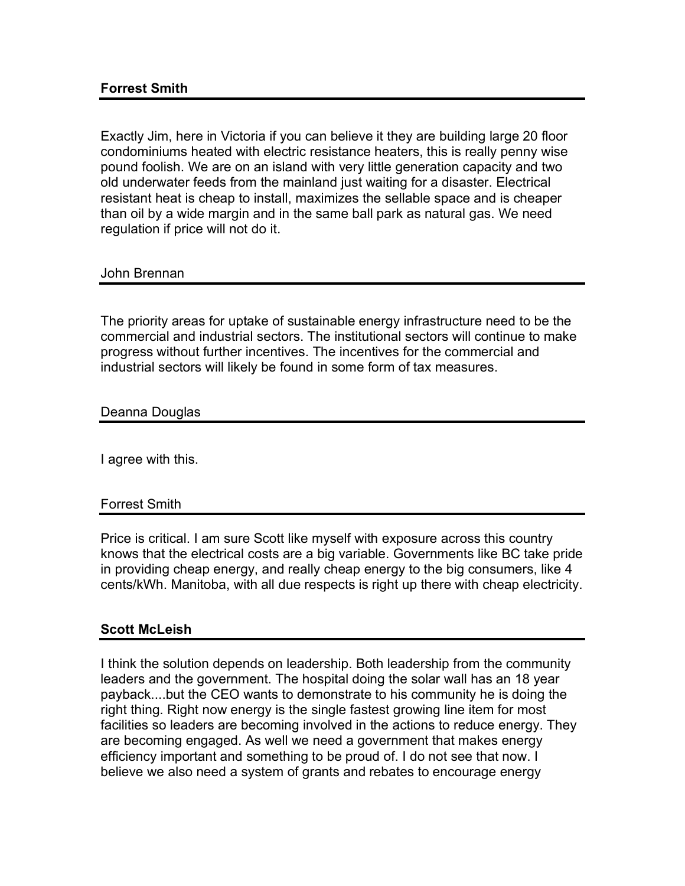**Forrest Smith**

Exactly Jim, here in Victoria if you can believe it they are building large 20 floor condominiums heated with electric resistance heaters, this is really penny wise pound foolish. We are on an island with very little generation capacity and two old underwater feeds from the mainland just waiting for a disaster. Electrical resistant heat is cheap to install, maximizes the sellable space and is cheaper than oil by a wide margin and in the same ball park as natural gas. We need regulation if price will not do it.

John Brennan

The priority areas for uptake of sustainable energy infrastructure need to be the commercial and industrial sectors. The institutional sectors will continue to make progress without further incentives. The incentives for the commercial and industrial sectors will likely be found in some form of tax measures.

Deanna Douglas

I agree with this.

Forrest Smith

Price is critical. I am sure Scott like myself with exposure across this country knows that the electrical costs are a big variable. Governments like BC take pride in providing cheap energy, and really cheap energy to the big consumers, like 4 cents/kWh. Manitoba, with all due respects is right up there with cheap electricity.

**Scott McLeish**

I think the solution depends on leadership. Both leadership from the community leaders and the government. The hospital doing the solar wall has an 18 year payback....but the CEO wants to demonstrate to his community he is doing the right thing. Right now energy is the single fastest growing line item for most facilities so leaders are becoming involved in the actions to reduce energy. They are becoming engaged. As well we need a government that makes energy efficiency important and something to be proud of. I do not see that now. I believe we also need a system of grants and rebates to encourage energy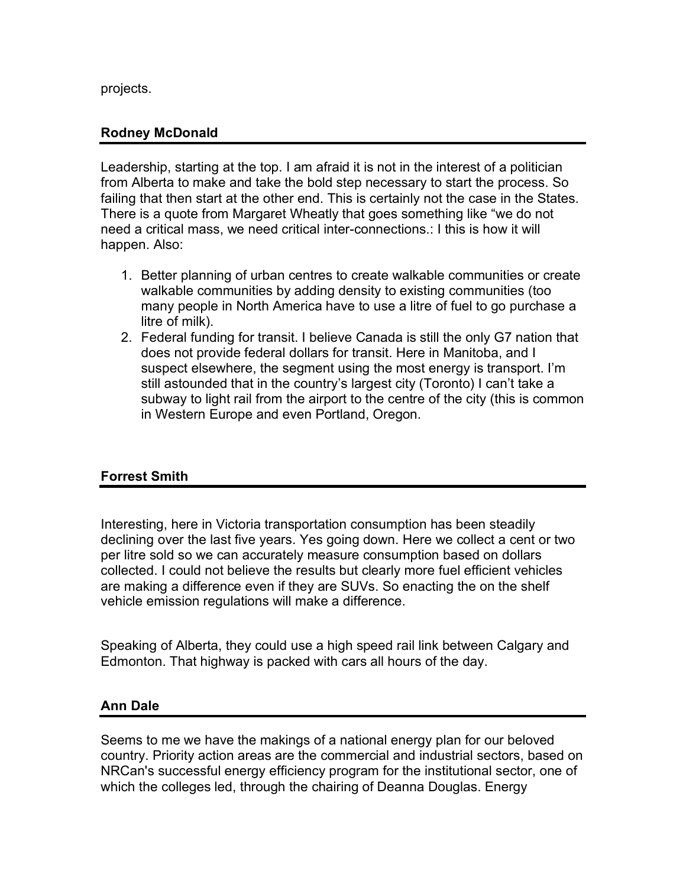projects.

### Rodney McDonald

Leadership, starting at the top. I am afraid it is not in the interest of a politician from Alberta to make and take the bold step necessary to start the process. So failing that then start at the other end. This is certainly not the case in the States. There is a quote from Margaret Wheatly that goes something like “we do not need a critical mass, we need critical inter-connections.: I this is how it will happen. Also:

1. Better planning of urban centres to create walkable communities or create walkable communities by adding density to existing communities (too many people in North America have to use a litre of fuel to go purchase a litre of milk).
2. Federal funding for transit. I believe Canada is still the only G7 nation that does not provide federal dollars for transit. Here in Manitoba, and I suspect elsewhere, the segment using the most energy is transport. I’m still astounded that in the country’s largest city (Toronto) I can’t take a subway to light rail from the airport to the centre of the city (this is common in Western Europe and even Portland, Oregon.

### Forrest Smith

Interesting, here in Victoria transportation consumption has been steadily declining over the last five years. Yes going down. Here we collect a cent or two per litre sold so we can accurately measure consumption based on dollars collected. I could not believe the results but clearly more fuel efficient vehicles are making a difference even if they are SUVs. So enacting the on the shelf vehicle emission regulations will make a difference.

Speaking of Alberta, they could use a high speed rail link between Calgary and Edmonton. That highway is packed with cars all hours of the day.

### Ann Dale

Seems to me we have the makings of a national energy plan for our beloved country. Priority action areas are the commercial and industrial sectors, based on NRCan's successful energy efficiency program for the institutional sector, one of which the colleges led, through the chairing of Deanna Douglas. Energy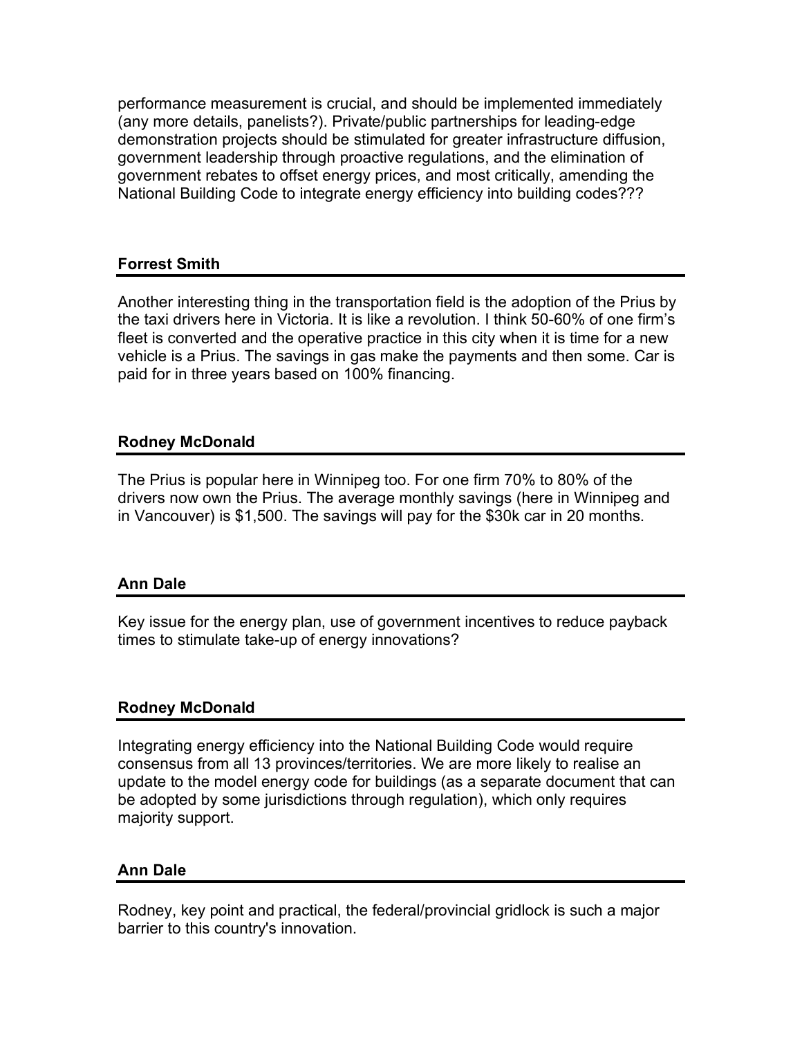performance measurement is crucial, and should be implemented immediately (any more details, panelists?). Private/public partnerships for leading-edge demonstration projects should be stimulated for greater infrastructure diffusion, government leadership through proactive regulations, and the elimination of government rebates to offset energy prices, and most critically, amending the National Building Code to integrate energy efficiency into building codes???

**Forrest Smith**

Another interesting thing in the transportation field is the adoption of the Prius by the taxi drivers here in Victoria. It is like a revolution. I think 50-60% of one firm's fleet is converted and the operative practice in this city when it is time for a new vehicle is a Prius. The savings in gas make the payments and then some. Car is paid for in three years based on 100% financing.

**Rodney McDonald**

The Prius is popular here in Winnipeg too. For one firm 70% to 80% of the drivers now own the Prius. The average monthly savings (here in Winnipeg and in Vancouver) is $1,500. The savings will pay for the $30k car in 20 months.

**Ann Dale**

Key issue for the energy plan, use of government incentives to reduce payback times to stimulate take-up of energy innovations?

**Rodney McDonald**

Integrating energy efficiency into the National Building Code would require consensus from all 13 provinces/territories. We are more likely to realise an update to the model energy code for buildings (as a separate document that can be adopted by some jurisdictions through regulation), which only requires majority support.

**Ann Dale**

Rodney, key point and practical, the federal/provincial gridlock is such a major barrier to this country's innovation.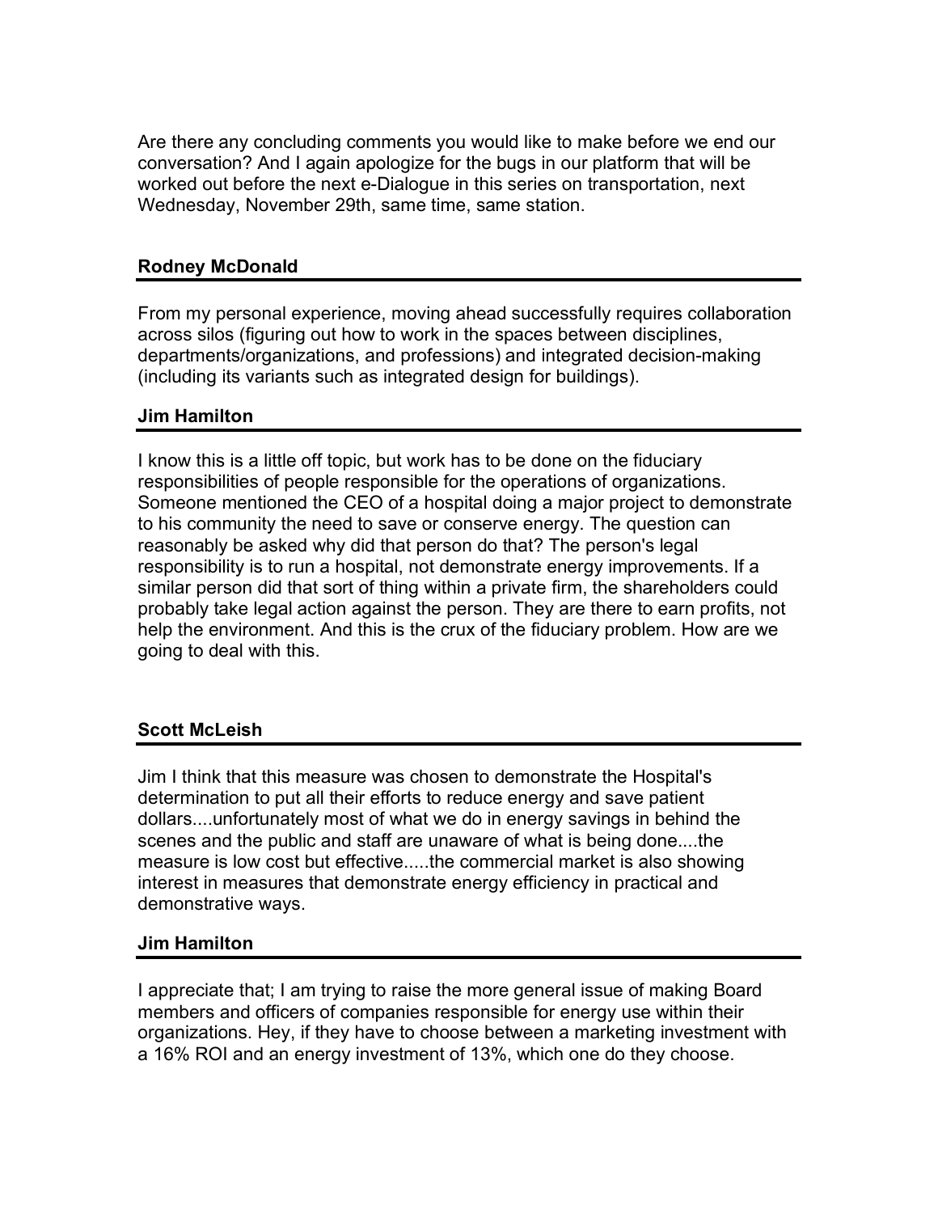Are there any concluding comments you would like to make before we end our conversation? And I again apologize for the bugs in our platform that will be worked out before the next e-Dialogue in this series on transportation, next Wednesday, November 29th, same time, same station.

### Rodney McDonald

From my personal experience, moving ahead successfully requires collaboration across silos (figuring out how to work in the spaces between disciplines, departments/organizations, and professions) and integrated decision-making (including its variants such as integrated design for buildings).

### Jim Hamilton

I know this is a little off topic, but work has to be done on the fiduciary responsibilities of people responsible for the operations of organizations. Someone mentioned the CEO of a hospital doing a major project to demonstrate to his community the need to save or conserve energy. The question can reasonably be asked why did that person do that? The person's legal responsibility is to run a hospital, not demonstrate energy improvements. If a similar person did that sort of thing within a private firm, the shareholders could probably take legal action against the person. They are there to earn profits, not help the environment. And this is the crux of the fiduciary problem. How are we going to deal with this.

### Scott McLeish

Jim I think that this measure was chosen to demonstrate the Hospital's determination to put all their efforts to reduce energy and save patient dollars....unfortunately most of what we do in energy savings in behind the scenes and the public and staff are unaware of what is being done....the measure is low cost but effective.....the commercial market is also showing interest in measures that demonstrate energy efficiency in practical and demonstrative ways.

### Jim Hamilton

I appreciate that; I am trying to raise the more general issue of making Board members and officers of companies responsible for energy use within their organizations. Hey, if they have to choose between a marketing investment with a 16% ROI and an energy investment of 13%, which one do they choose.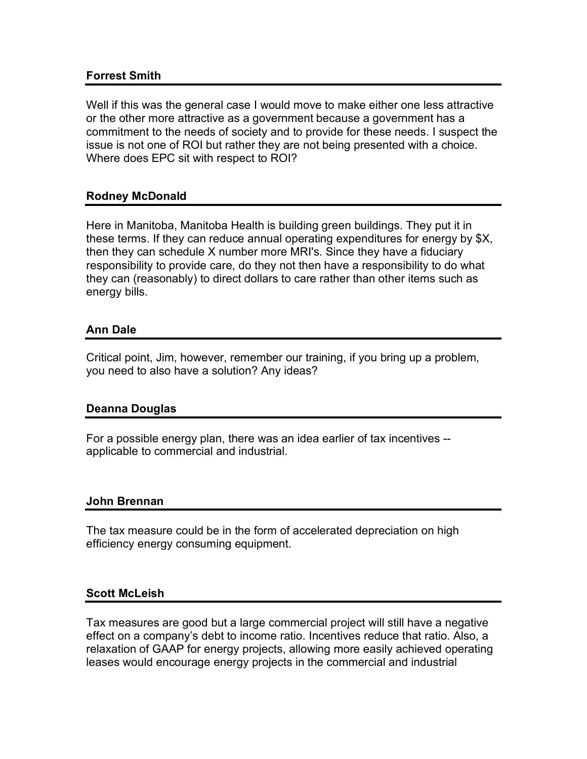**Forrest Smith**

Well if this was the general case I would move to make either one less attractive or the other more attractive as a government because a government has a commitment to the needs of society and to provide for these needs. I suspect the issue is not one of ROI but rather they are not being presented with a choice. Where does EPC sit with respect to ROI?

**Rodney McDonald**

Here in Manitoba, Manitoba Health is building green buildings. They put it in these terms. If they can reduce annual operating expenditures for energy by $X, then they can schedule X number more MRI's. Since they have a fiduciary responsibility to provide care, do they not then have a responsibility to do what they can (reasonably) to direct dollars to care rather than other items such as energy bills.

**Ann Dale**

Critical point, Jim, however, remember our training, if you bring up a problem, you need to also have a solution? Any ideas?

**Deanna Douglas**

For a possible energy plan, there was an idea earlier of tax incentives -- applicable to commercial and industrial.

**John Brennan**

The tax measure could be in the form of accelerated depreciation on high efficiency energy consuming equipment.

**Scott McLeish**

Tax measures are good but a large commercial project will still have a negative effect on a company's debt to income ratio. Incentives reduce that ratio. Also, a relaxation of GAAP for energy projects, allowing more easily achieved operating leases would encourage energy projects in the commercial and industrial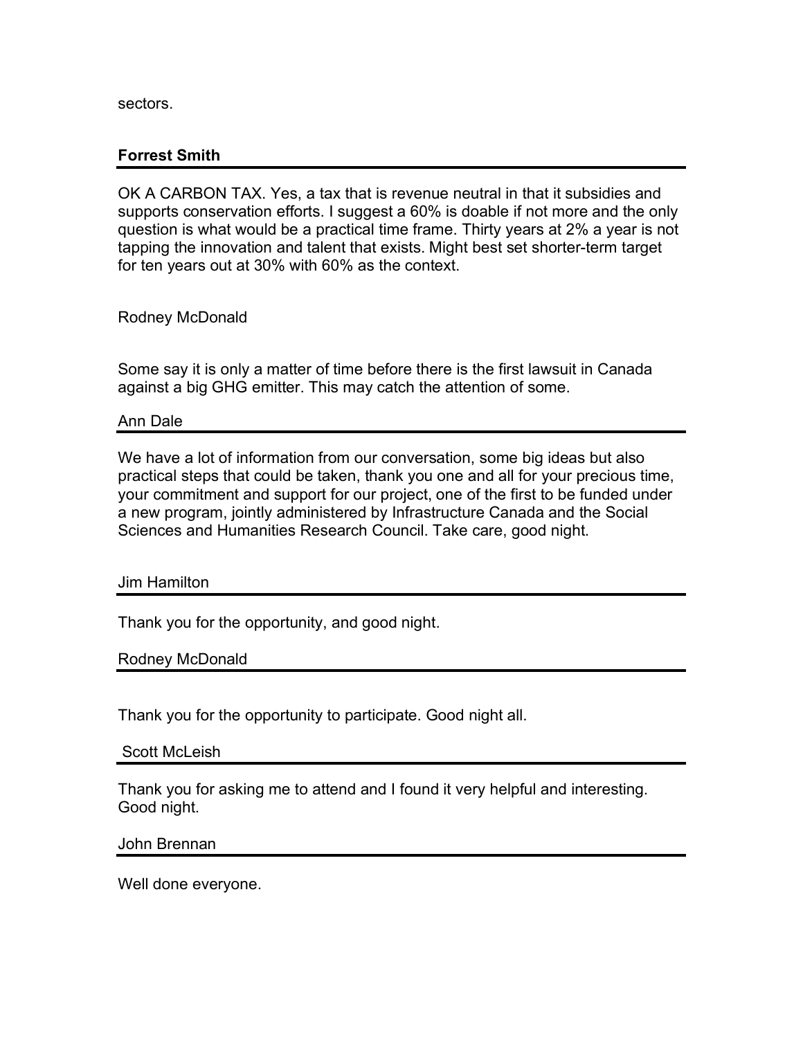sectors.

**Forrest Smith**

OK A CARBON TAX. Yes, a tax that is revenue neutral in that it subsidies and supports conservation efforts. I suggest a 60% is doable if not more and the only question is what would be a practical time frame. Thirty years at 2% a year is not tapping the innovation and talent that exists. Might best set shorter-term target for ten years out at 30% with 60% as the context.

Rodney McDonald

Some say it is only a matter of time before there is the first lawsuit in Canada against a big GHG emitter. This may catch the attention of some.

Ann Dale

We have a lot of information from our conversation, some big ideas but also practical steps that could be taken, thank you one and all for your precious time, your commitment and support for our project, one of the first to be funded under a new program, jointly administered by Infrastructure Canada and the Social Sciences and Humanities Research Council. Take care, good night.

Jim Hamilton

Thank you for the opportunity, and good night.

Rodney McDonald

Thank you for the opportunity to participate. Good night all.

Scott McLeish

Thank you for asking me to attend and I found it very helpful and interesting. Good night.

John Brennan

Well done everyone.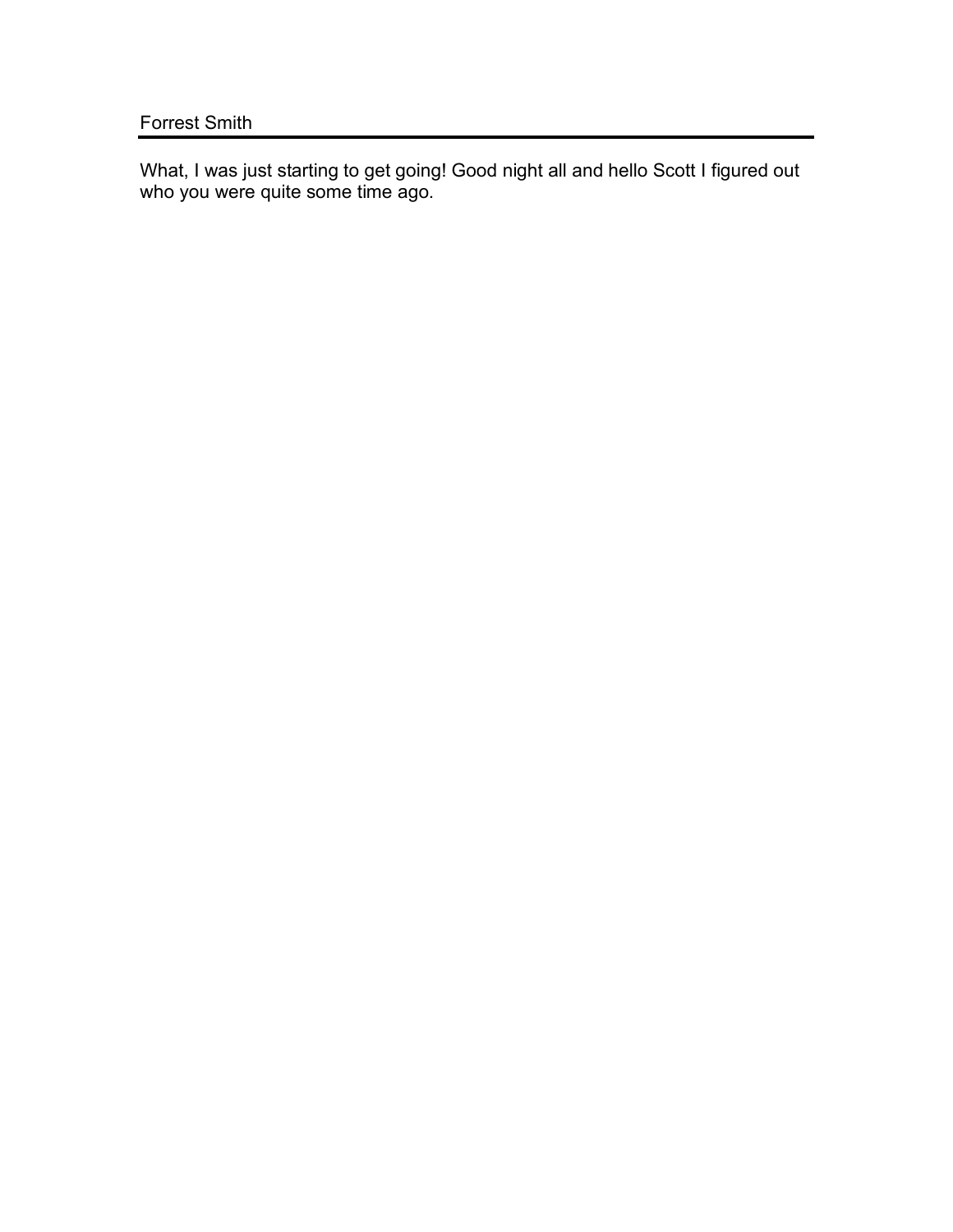Forrest Smith

---

What, I was just starting to get going! Good night all and hello Scott I figured out who you were quite some time ago.